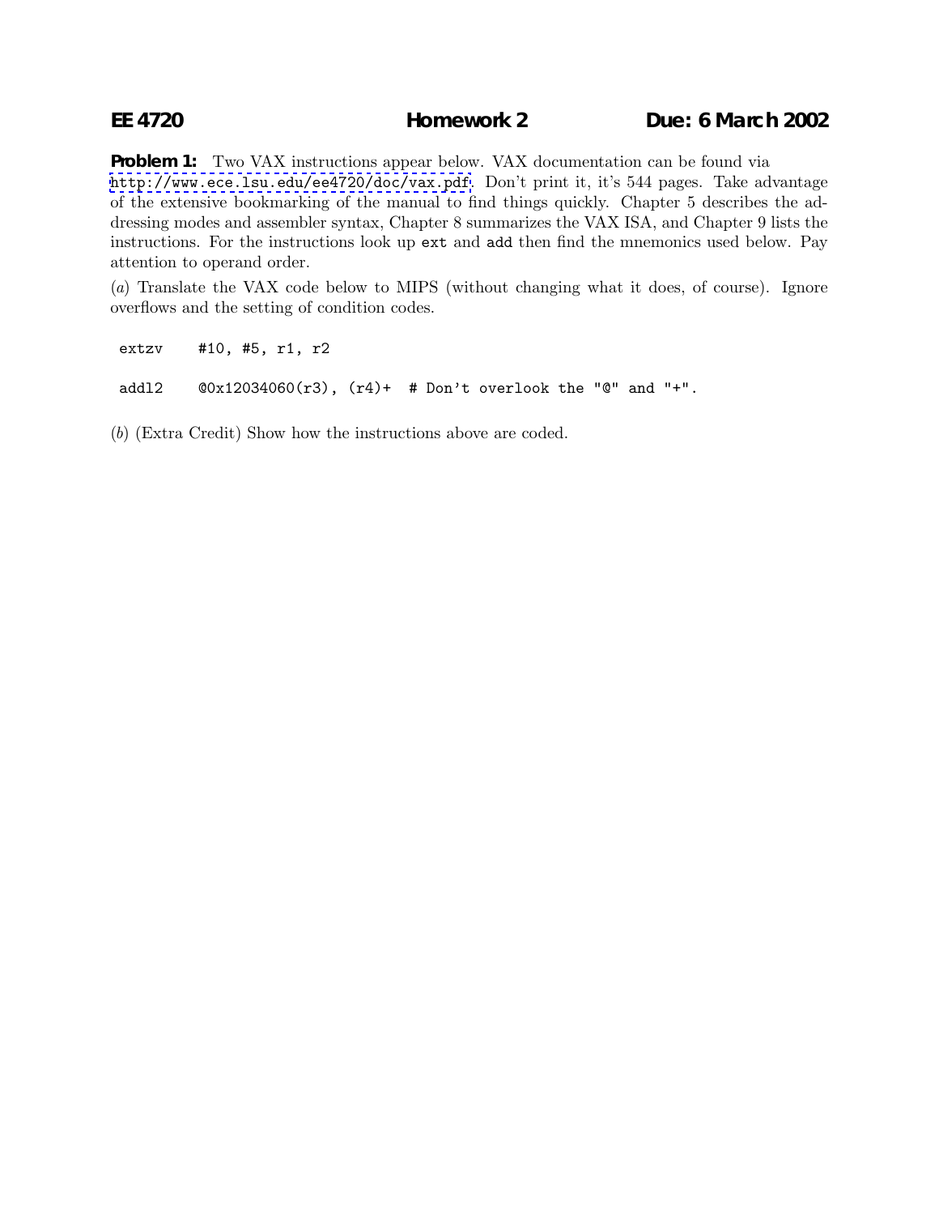**EE 4720 Homework 2 Due: 6 March 2002**

**Problem 1:** Two VAX instructions appear below. VAX documentation can be found via http://www.ece.lsu.edu/ee4720/doc/vax.pdf. Don't print it, it's 544 pages. Take advantage of the extensive bookmarking of the manual to find things quickly. Chapter 5 describes the addressing modes and assembler syntax, Chapter 8 summarizes the VAX ISA, and Chapter 9 lists the instructions. For the instructions look up `ext` and `add` then find the mnemonics used below. Pay attention to operand order.

(*a*) Translate the VAX code below to MIPS (without changing what it does, of course). Ignore overflows and the setting of condition codes.

```
extzv    #10, #5, r1, r2

addl2    @0x12034060(r3), (r4)+  # Don't overlook the "@" and "+".
```

(*b*) (Extra Credit) Show how the instructions above are coded.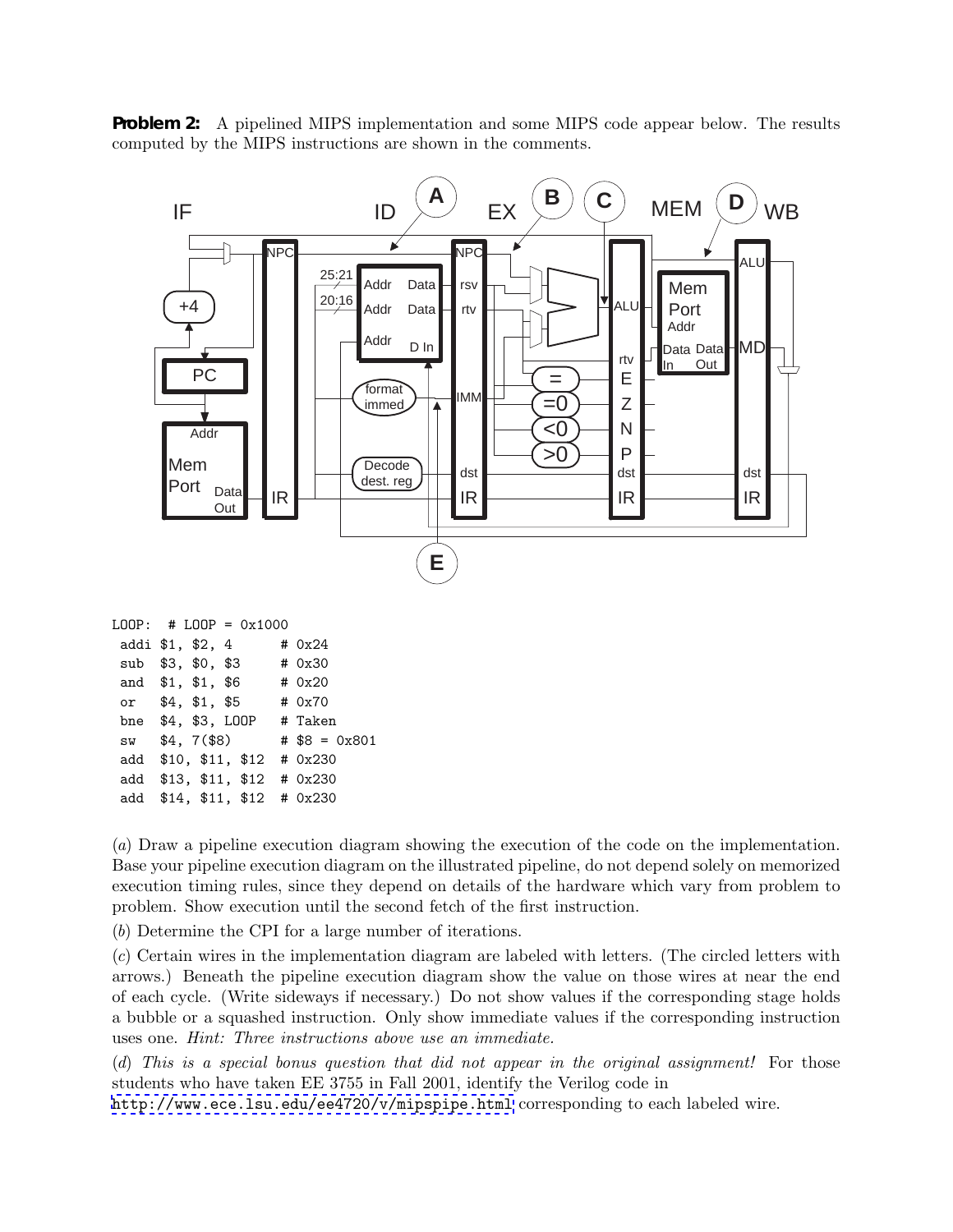**Problem 2:** A pipelined MIPS implementation and some MIPS code appear below. The results computed by the MIPS instructions are shown in the comments.

```
LOOP:  # LOOP = 0x1000
 addi $1, $2, 4      # 0x24
 sub  $3, $0, $3     # 0x30
 and  $1, $1, $6     # 0x20
 or   $4, $1, $5     # 0x70
 bne  $4, $3, LOOP   # Taken
 sw   $4, 7($8)      # $8 = 0x801
 add  $10, $11, $12  # 0x230
 add  $13, $11, $12  # 0x230
 add  $14, $11, $12  # 0x230
```

(*a*) Draw a pipeline execution diagram showing the execution of the code on the implementation. Base your pipeline execution diagram on the illustrated pipeline, do not depend solely on memorized execution timing rules, since they depend on details of the hardware which vary from problem to problem. Show execution until the second fetch of the first instruction.

(*b*) Determine the CPI for a large number of iterations.

(*c*) Certain wires in the implementation diagram are labeled with letters. (The circled letters with arrows.) Beneath the pipeline execution diagram show the value on those wires at near the end of each cycle. (Write sideways if necessary.) Do not show values if the corresponding stage holds a bubble or a squashed instruction. Only show immediate values if the corresponding instruction uses one. *Hint: Three instructions above use an immediate.*

(*d*) *This is a special bonus question that did not appear in the original assignment!* For those students who have taken EE 3755 in Fall 2001, identify the Verilog code in http://www.ece.lsu.edu/ee4720/v/mipspipe.html corresponding to each labeled wire.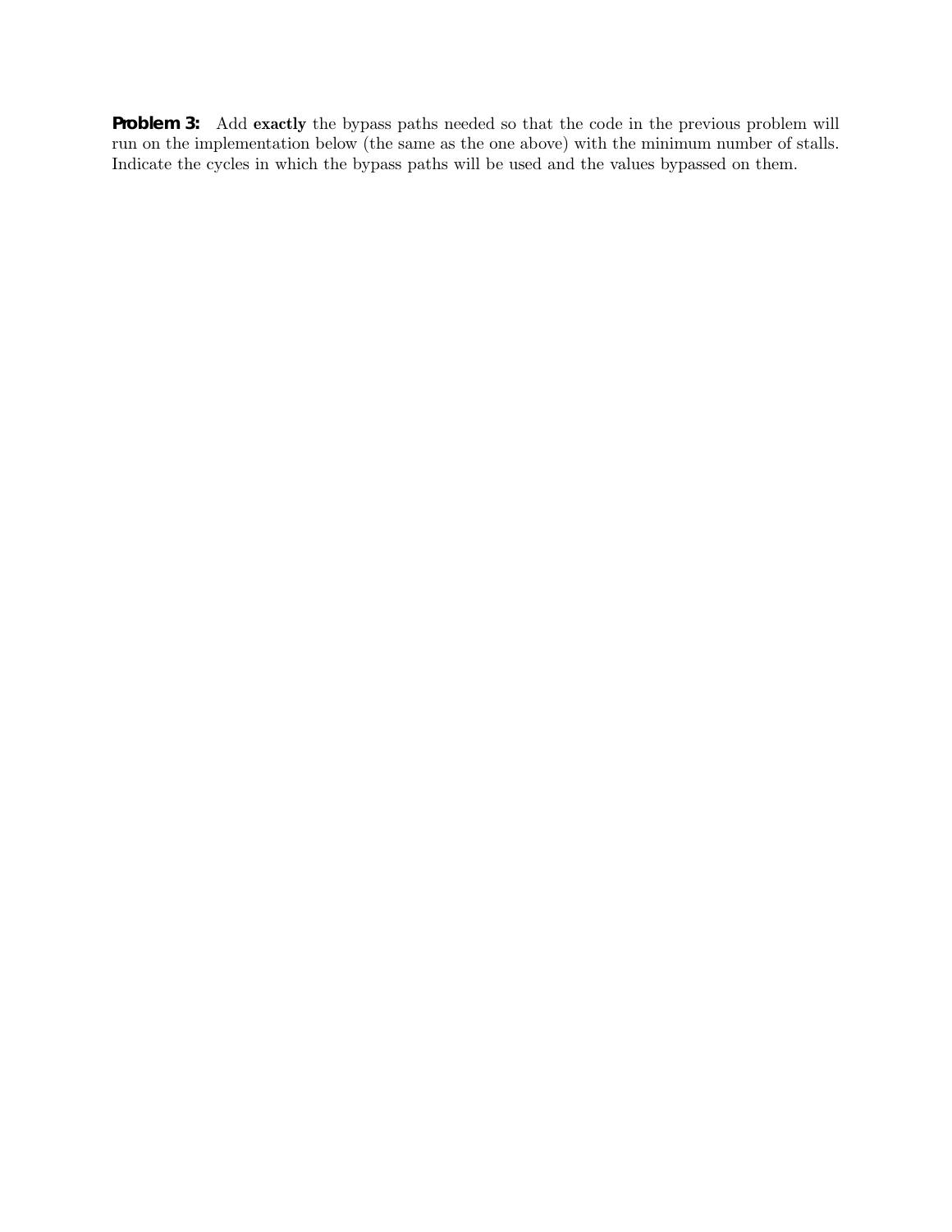**Problem 3:** Add **exactly** the bypass paths needed so that the code in the previous problem will run on the implementation below (the same as the one above) with the minimum number of stalls. Indicate the cycles in which the bypass paths will be used and the values bypassed on them.